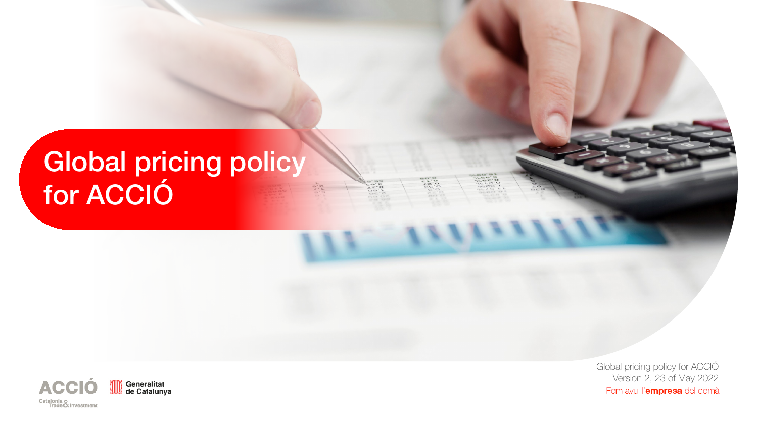# Global pricing policy for ACCIÓ

ACCIÓ

Catalonia Trade & Investment

Generalitat de Catalunya

Global pricing policy for ACCIÓ
Version 2, 23 of May 2022
Fem avui l'**empresa** del demà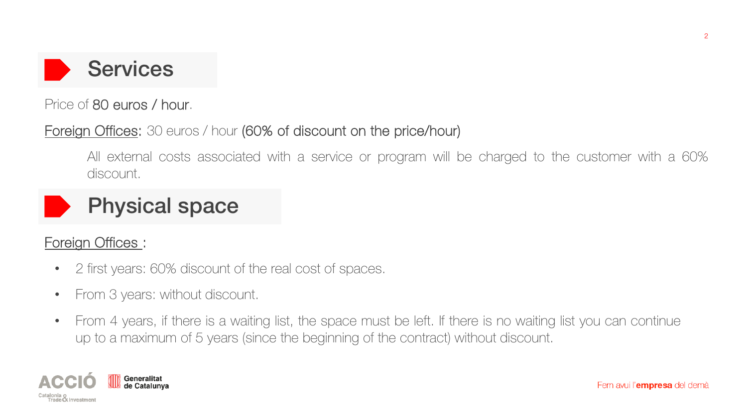## Services

Price of 80 euros / hour.

Foreign Offices: 30 euros / hour (60% of discount on the price/hour)

All external costs associated with a service or program will be charged to the customer with a 60% discount.

## Physical space

Foreign Offices :

- 2 first years: 60% discount of the real cost of spaces.
- From 3 years: without discount.
- From 4 years, if there is a waiting list, the space must be left. If there is no waiting list you can continue up to a maximum of 5 years (since the beginning of the contract) without discount.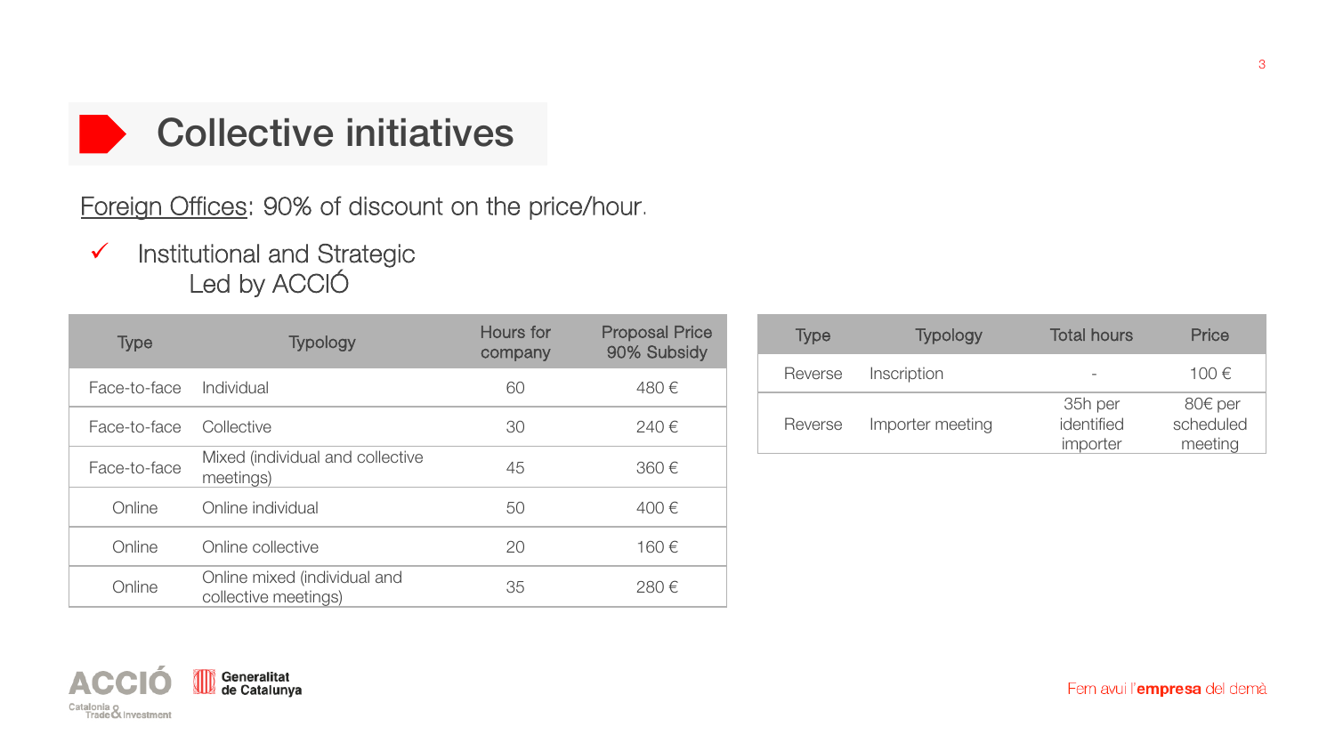# Collective initiatives

Foreign Offices: 90% of discount on the price/hour.

- ✓ Institutional and Strategic
  Led by ACCIÓ

| Type | Typology | Hours for company | Proposal Price 90% Subsidy |
|---|---|---|---|
| Face-to-face | Individual | 60 | 480 € |
| Face-to-face | Collective | 30 | 240 € |
| Face-to-face | Mixed (individual and collective meetings) | 45 | 360 € |
| Online | Online individual | 50 | 400 € |
| Online | Online collective | 20 | 160 € |
| Online | Online mixed (individual and collective meetings) | 35 | 280 € |

| Type | Typology | Total hours | Price |
|---|---|---|---|
| Reverse | Inscription | - | 100 € |
| Reverse | Importer meeting | 35h per identified importer | 80€ per scheduled meeting |

Fem avui l'**empresa** del demà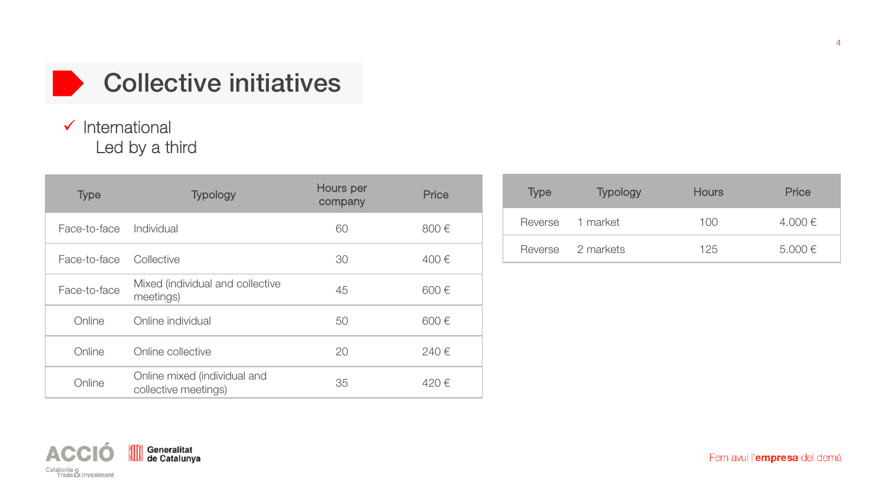# Collective initiatives

- ✓ International
  Led by a third

| Type | Typology | Hours per company | Price |
|---|---|---|---|
| Face-to-face | Individual | 60 | 800 € |
| Face-to-face | Collective | 30 | 400 € |
| Face-to-face | Mixed (individual and collective meetings) | 45 | 600 € |
| Online | Online individual | 50 | 600 € |
| Online | Online collective | 20 | 240 € |
| Online | Online mixed (individual and collective meetings) | 35 | 420 € |

| Type | Typology | Hours | Price |
|---|---|---|---|
| Reverse | 1 market | 100 | 4.000 € |
| Reverse | 2 markets | 125 | 5.000 € |

ACCIÓ Catalonia Trade & Investment

Generalitat de Catalunya

Fem avui l'**empresa** del demà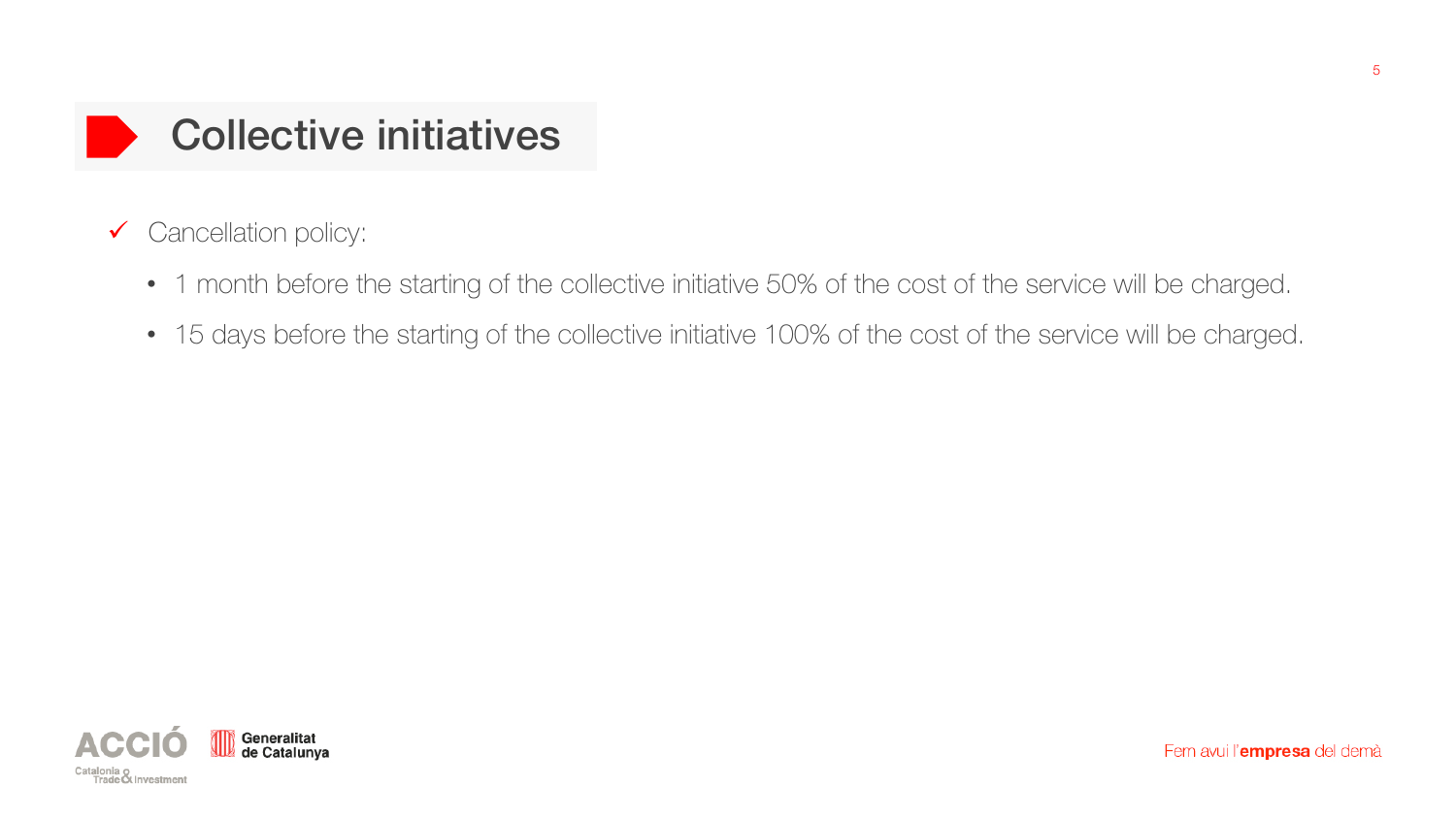# Collective initiatives

- ✓ Cancellation policy:
  - 1 month before the starting of the collective initiative 50% of the cost of the service will be charged.
  - 15 days before the starting of the collective initiative 100% of the cost of the service will be charged.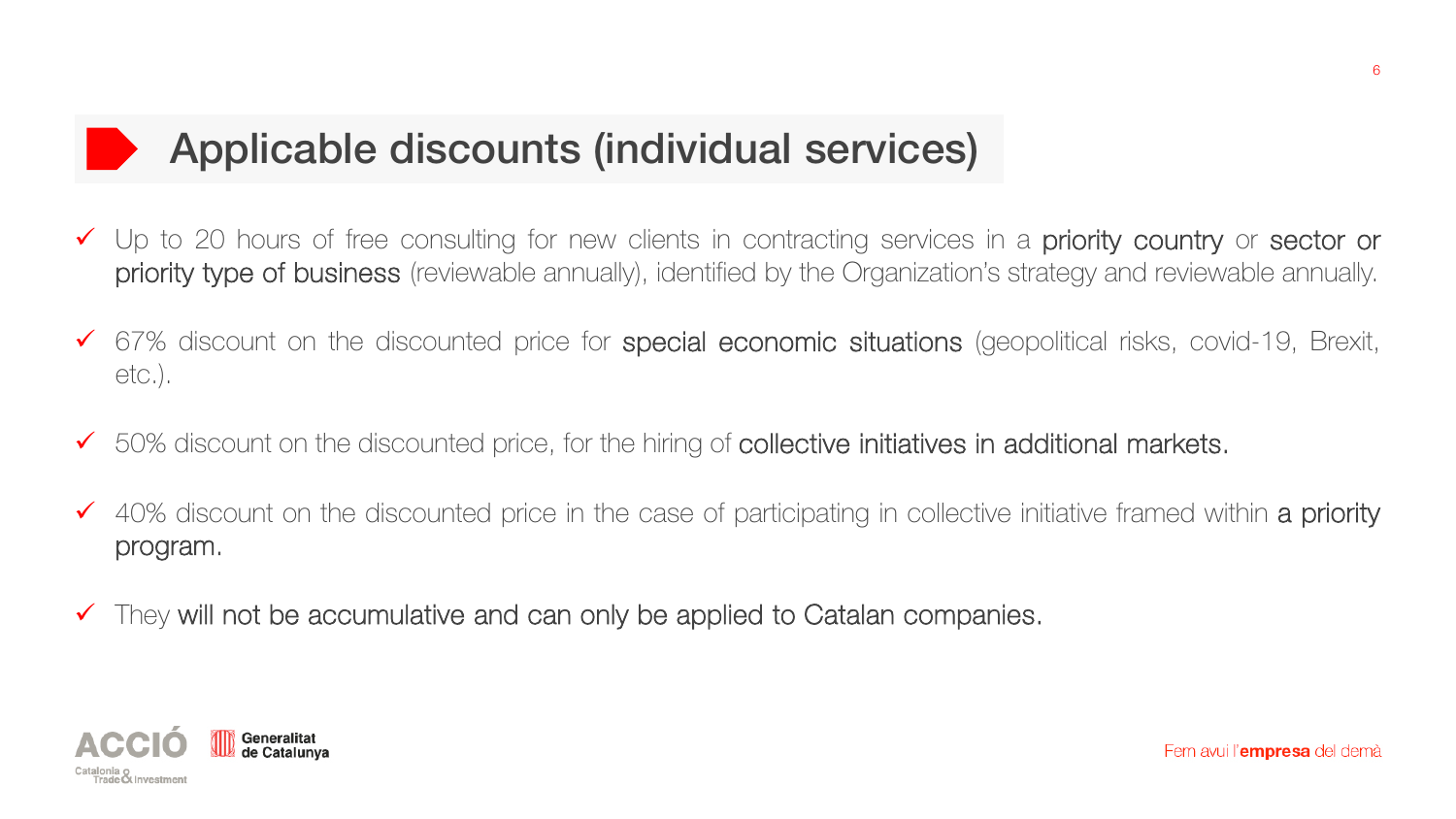# Applicable discounts (individual services)

- ✓ Up to 20 hours of free consulting for new clients in contracting services in a priority country or sector or priority type of business (reviewable annually), identified by the Organization's strategy and reviewable annually.
- ✓ 67% discount on the discounted price for special economic situations (geopolitical risks, covid-19, Brexit, etc.).
- ✓ 50% discount on the discounted price, for the hiring of collective initiatives in additional markets.
- ✓ 40% discount on the discounted price in the case of participating in collective initiative framed within a priority program.
- ✓ They will not be accumulative and can only be applied to Catalan companies.

ACCIÓ Catalonia Trade & Investment

Generalitat de Catalunya

Fem avui l'**empresa** del demà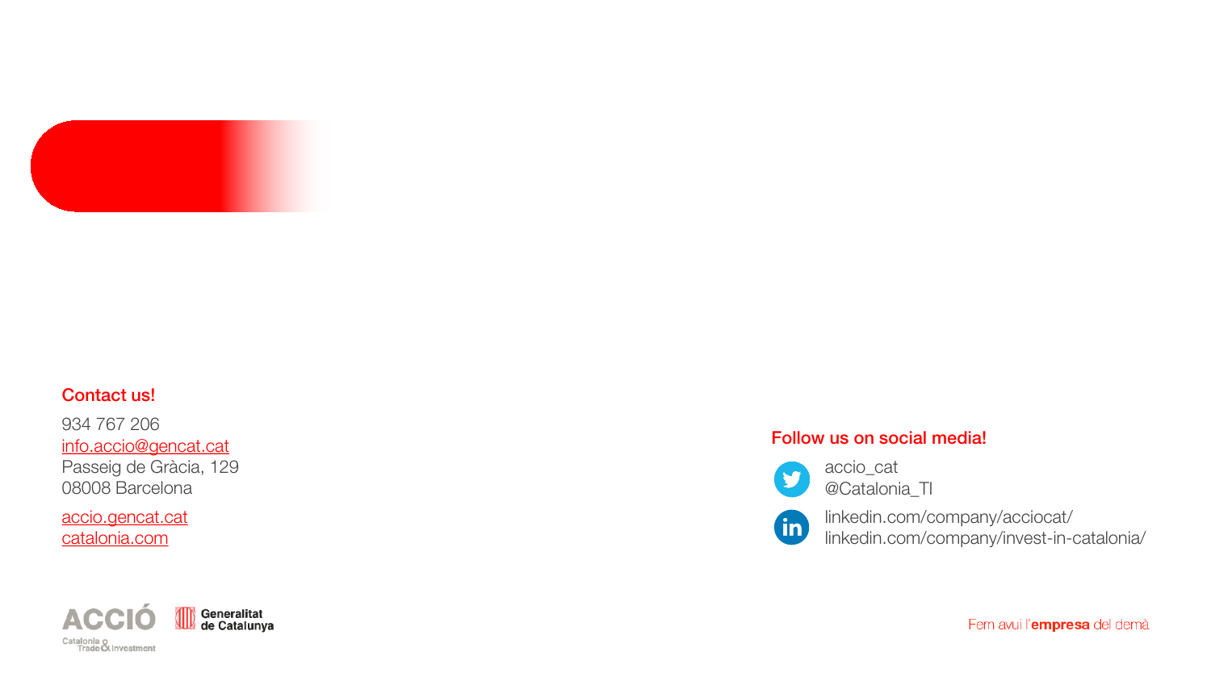**Contact us!**

934 767 206
info.accio@gencat.cat
Passeig de Gràcia, 129
08008 Barcelona

accio.gencat.cat
catalonia.com

**Follow us on social media!**

accio_cat
@Catalonia_TI

linkedin.com/company/acciocat/
linkedin.com/company/invest-in-catalonia/

ACCIÓ Catalonia Trade & Investment

Generalitat de Catalunya

Fem avui l'**empresa** del demà